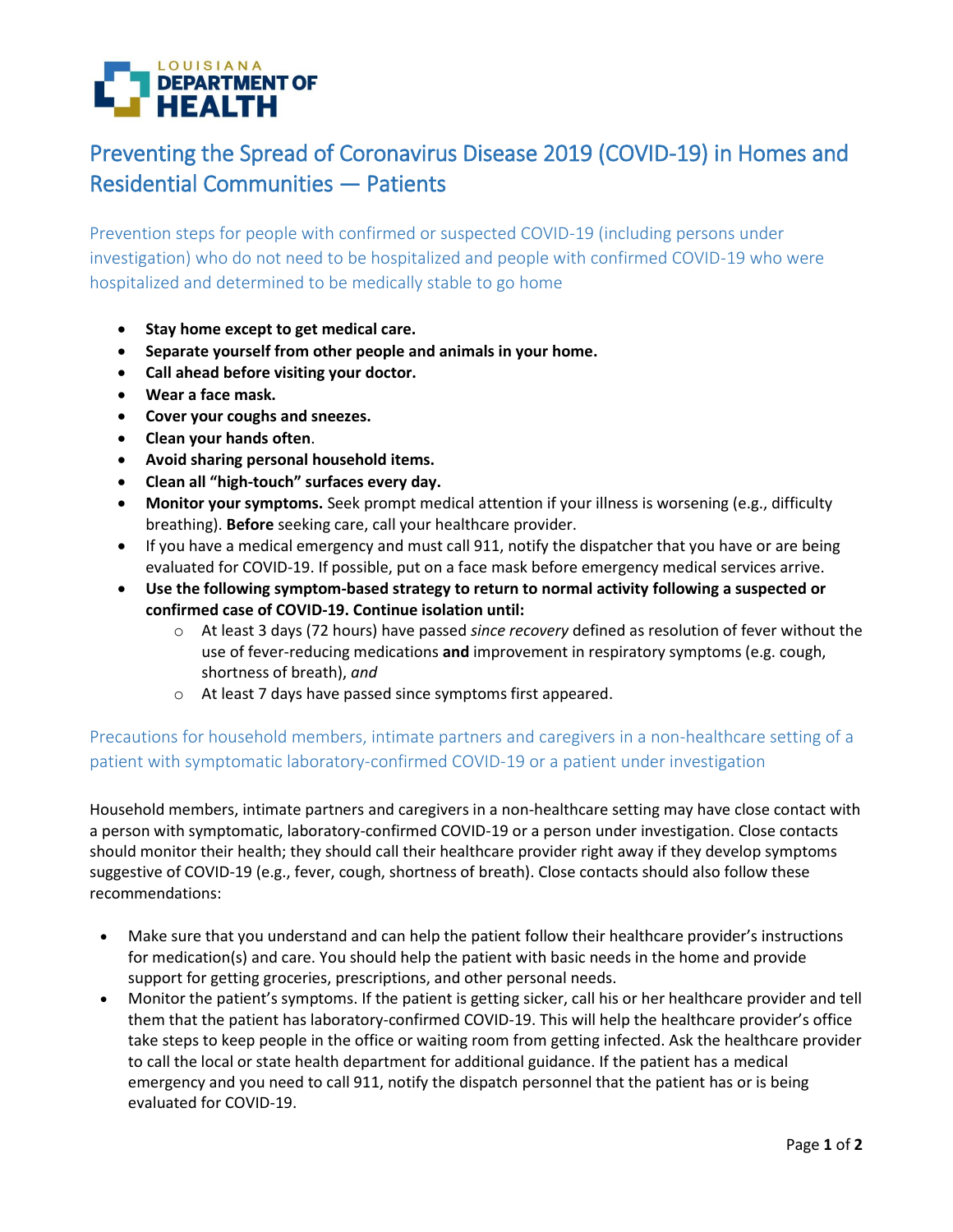LOUISIANA DEPARTMENT OF HEALTH

# Preventing the Spread of Coronavirus Disease 2019 (COVID-19) in Homes and Residential Communities — Patients

## Prevention steps for people with confirmed or suspected COVID-19 (including persons under investigation) who do not need to be hospitalized and people with confirmed COVID-19 who were hospitalized and determined to be medically stable to go home

- **Stay home except to get medical care.**
- **Separate yourself from other people and animals in your home.**
- **Call ahead before visiting your doctor.**
- **Wear a face mask.**
- **Cover your coughs and sneezes.**
- **Clean your hands often**.
- **Avoid sharing personal household items.**
- **Clean all "high-touch" surfaces every day.**
- **Monitor your symptoms.** Seek prompt medical attention if your illness is worsening (e.g., difficulty breathing). **Before** seeking care, call your healthcare provider.
- If you have a medical emergency and must call 911, notify the dispatcher that you have or are being evaluated for COVID-19. If possible, put on a face mask before emergency medical services arrive.
- **Use the following symptom-based strategy to return to normal activity following a suspected or confirmed case of COVID-19. Continue isolation until:**
  - At least 3 days (72 hours) have passed *since recovery* defined as resolution of fever without the use of fever-reducing medications **and** improvement in respiratory symptoms (e.g. cough, shortness of breath), *and*
  - At least 7 days have passed since symptoms first appeared.

## Precautions for household members, intimate partners and caregivers in a non-healthcare setting of a patient with symptomatic laboratory-confirmed COVID-19 or a patient under investigation

Household members, intimate partners and caregivers in a non-healthcare setting may have close contact with a person with symptomatic, laboratory-confirmed COVID-19 or a person under investigation. Close contacts should monitor their health; they should call their healthcare provider right away if they develop symptoms suggestive of COVID-19 (e.g., fever, cough, shortness of breath). Close contacts should also follow these recommendations:

- Make sure that you understand and can help the patient follow their healthcare provider's instructions for medication(s) and care. You should help the patient with basic needs in the home and provide support for getting groceries, prescriptions, and other personal needs.
- Monitor the patient's symptoms. If the patient is getting sicker, call his or her healthcare provider and tell them that the patient has laboratory-confirmed COVID-19. This will help the healthcare provider's office take steps to keep people in the office or waiting room from getting infected. Ask the healthcare provider to call the local or state health department for additional guidance. If the patient has a medical emergency and you need to call 911, notify the dispatch personnel that the patient has or is being evaluated for COVID-19.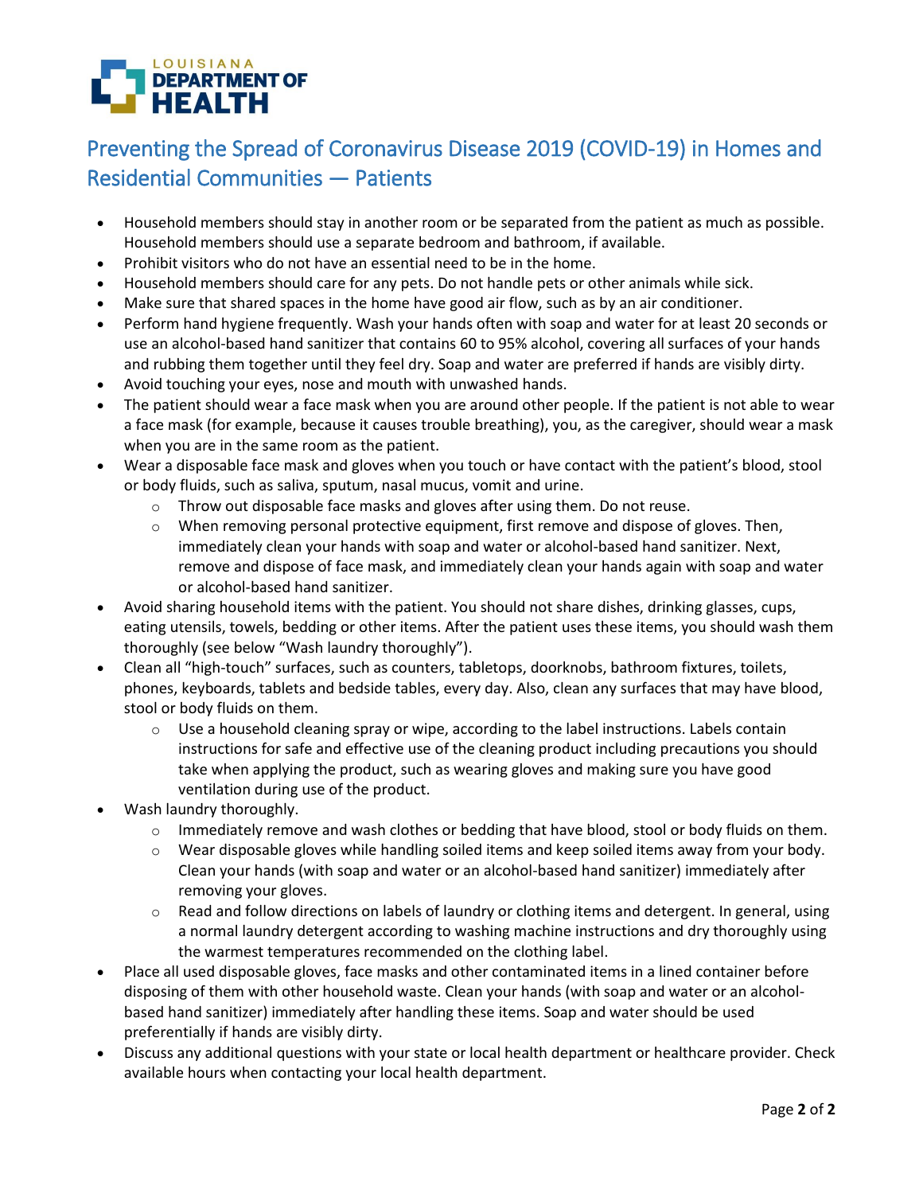LOUISIANA DEPARTMENT OF HEALTH

## Preventing the Spread of Coronavirus Disease 2019 (COVID-19) in Homes and Residential Communities — Patients

- Household members should stay in another room or be separated from the patient as much as possible. Household members should use a separate bedroom and bathroom, if available.
- Prohibit visitors who do not have an essential need to be in the home.
- Household members should care for any pets. Do not handle pets or other animals while sick.
- Make sure that shared spaces in the home have good air flow, such as by an air conditioner.
- Perform hand hygiene frequently. Wash your hands often with soap and water for at least 20 seconds or use an alcohol-based hand sanitizer that contains 60 to 95% alcohol, covering all surfaces of your hands and rubbing them together until they feel dry. Soap and water are preferred if hands are visibly dirty.
- Avoid touching your eyes, nose and mouth with unwashed hands.
- The patient should wear a face mask when you are around other people. If the patient is not able to wear a face mask (for example, because it causes trouble breathing), you, as the caregiver, should wear a mask when you are in the same room as the patient.
- Wear a disposable face mask and gloves when you touch or have contact with the patient's blood, stool or body fluids, such as saliva, sputum, nasal mucus, vomit and urine.
    - Throw out disposable face masks and gloves after using them. Do not reuse.
    - When removing personal protective equipment, first remove and dispose of gloves. Then, immediately clean your hands with soap and water or alcohol-based hand sanitizer. Next, remove and dispose of face mask, and immediately clean your hands again with soap and water or alcohol-based hand sanitizer.
- Avoid sharing household items with the patient. You should not share dishes, drinking glasses, cups, eating utensils, towels, bedding or other items. After the patient uses these items, you should wash them thoroughly (see below "Wash laundry thoroughly").
- Clean all "high-touch" surfaces, such as counters, tabletops, doorknobs, bathroom fixtures, toilets, phones, keyboards, tablets and bedside tables, every day. Also, clean any surfaces that may have blood, stool or body fluids on them.
    - Use a household cleaning spray or wipe, according to the label instructions. Labels contain instructions for safe and effective use of the cleaning product including precautions you should take when applying the product, such as wearing gloves and making sure you have good ventilation during use of the product.
- Wash laundry thoroughly.
    - Immediately remove and wash clothes or bedding that have blood, stool or body fluids on them.
    - Wear disposable gloves while handling soiled items and keep soiled items away from your body. Clean your hands (with soap and water or an alcohol-based hand sanitizer) immediately after removing your gloves.
    - Read and follow directions on labels of laundry or clothing items and detergent. In general, using a normal laundry detergent according to washing machine instructions and dry thoroughly using the warmest temperatures recommended on the clothing label.
- Place all used disposable gloves, face masks and other contaminated items in a lined container before disposing of them with other household waste. Clean your hands (with soap and water or an alcohol-based hand sanitizer) immediately after handling these items. Soap and water should be used preferentially if hands are visibly dirty.
- Discuss any additional questions with your state or local health department or healthcare provider. Check available hours when contacting your local health department.